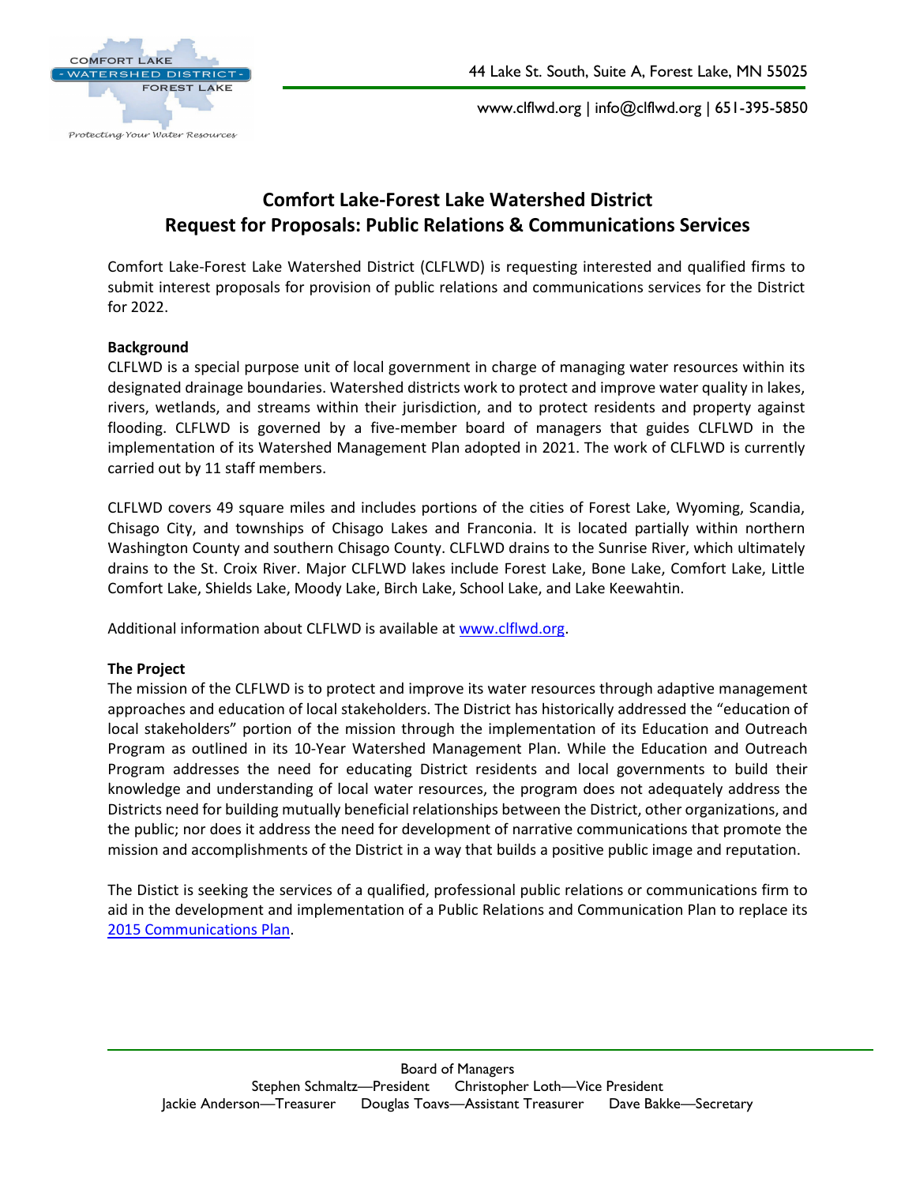44 Lake St. South, Suite A, Forest Lake, MN 55025

www.clflwd.org | info@clflwd.org | 651-395-5850

# Comfort Lake-Forest Lake Watershed District
# Request for Proposals: Public Relations & Communications Services

Comfort Lake-Forest Lake Watershed District (CLFLWD) is requesting interested and qualified firms to submit interest proposals for provision of public relations and communications services for the District for 2022.

**Background**

CLFLWD is a special purpose unit of local government in charge of managing water resources within its designated drainage boundaries. Watershed districts work to protect and improve water quality in lakes, rivers, wetlands, and streams within their jurisdiction, and to protect residents and property against flooding. CLFLWD is governed by a five-member board of managers that guides CLFLWD in the implementation of its Watershed Management Plan adopted in 2021. The work of CLFLWD is currently carried out by 11 staff members.

CLFLWD covers 49 square miles and includes portions of the cities of Forest Lake, Wyoming, Scandia, Chisago City, and townships of Chisago Lakes and Franconia. It is located partially within northern Washington County and southern Chisago County. CLFLWD drains to the Sunrise River, which ultimately drains to the St. Croix River. Major CLFLWD lakes include Forest Lake, Bone Lake, Comfort Lake, Little Comfort Lake, Shields Lake, Moody Lake, Birch Lake, School Lake, and Lake Keewahtin.

Additional information about CLFLWD is available at www.clflwd.org.

**The Project**

The mission of the CLFLWD is to protect and improve its water resources through adaptive management approaches and education of local stakeholders. The District has historically addressed the "education of local stakeholders" portion of the mission through the implementation of its Education and Outreach Program as outlined in its 10-Year Watershed Management Plan. While the Education and Outreach Program addresses the need for educating District residents and local governments to build their knowledge and understanding of local water resources, the program does not adequately address the Districts need for building mutually beneficial relationships between the District, other organizations, and the public; nor does it address the need for development of narrative communications that promote the mission and accomplishments of the District in a way that builds a positive public image and reputation.

The Distict is seeking the services of a qualified, professional public relations or communications firm to aid in the development and implementation of a Public Relations and Communication Plan to replace its 2015 Communications Plan.

Board of Managers
Stephen Schmaltz—President Christopher Loth—Vice President
Jackie Anderson—Treasurer Douglas Toavs—Assistant Treasurer Dave Bakke—Secretary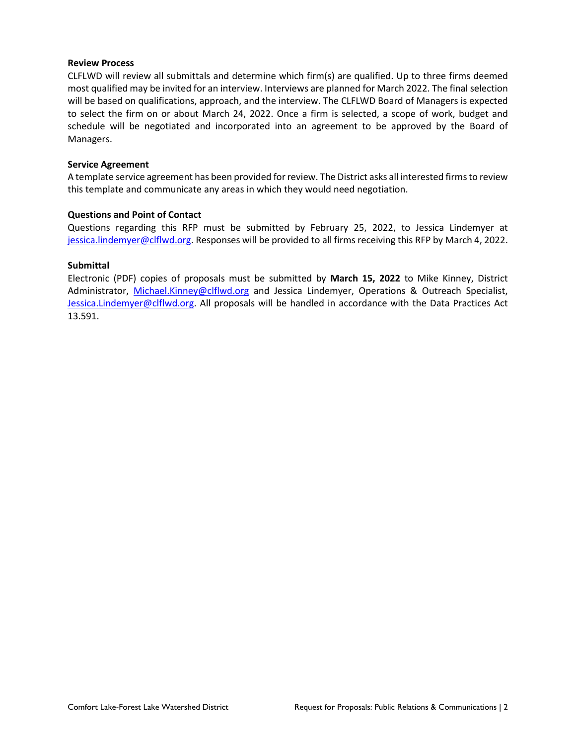### Review Process

CLFLWD will review all submittals and determine which firm(s) are qualified. Up to three firms deemed most qualified may be invited for an interview. Interviews are planned for March 2022. The final selection will be based on qualifications, approach, and the interview. The CLFLWD Board of Managers is expected to select the firm on or about March 24, 2022. Once a firm is selected, a scope of work, budget and schedule will be negotiated and incorporated into an agreement to be approved by the Board of Managers.

### Service Agreement

A template service agreement has been provided for review. The District asks all interested firms to review this template and communicate any areas in which they would need negotiation.

### Questions and Point of Contact

Questions regarding this RFP must be submitted by February 25, 2022, to Jessica Lindemyer at [jessica.lindemyer@clflwd.org](mailto:jessica.lindemyer@clflwd.org). Responses will be provided to all firms receiving this RFP by March 4, 2022.

### Submittal

Electronic (PDF) copies of proposals must be submitted by **March 15, 2022** to Mike Kinney, District Administrator, [Michael.Kinney@clflwd.org](mailto:Michael.Kinney@clflwd.org) and Jessica Lindemyer, Operations & Outreach Specialist, [Jessica.Lindemyer@clflwd.org](mailto:Jessica.Lindemyer@clflwd.org). All proposals will be handled in accordance with the Data Practices Act 13.591.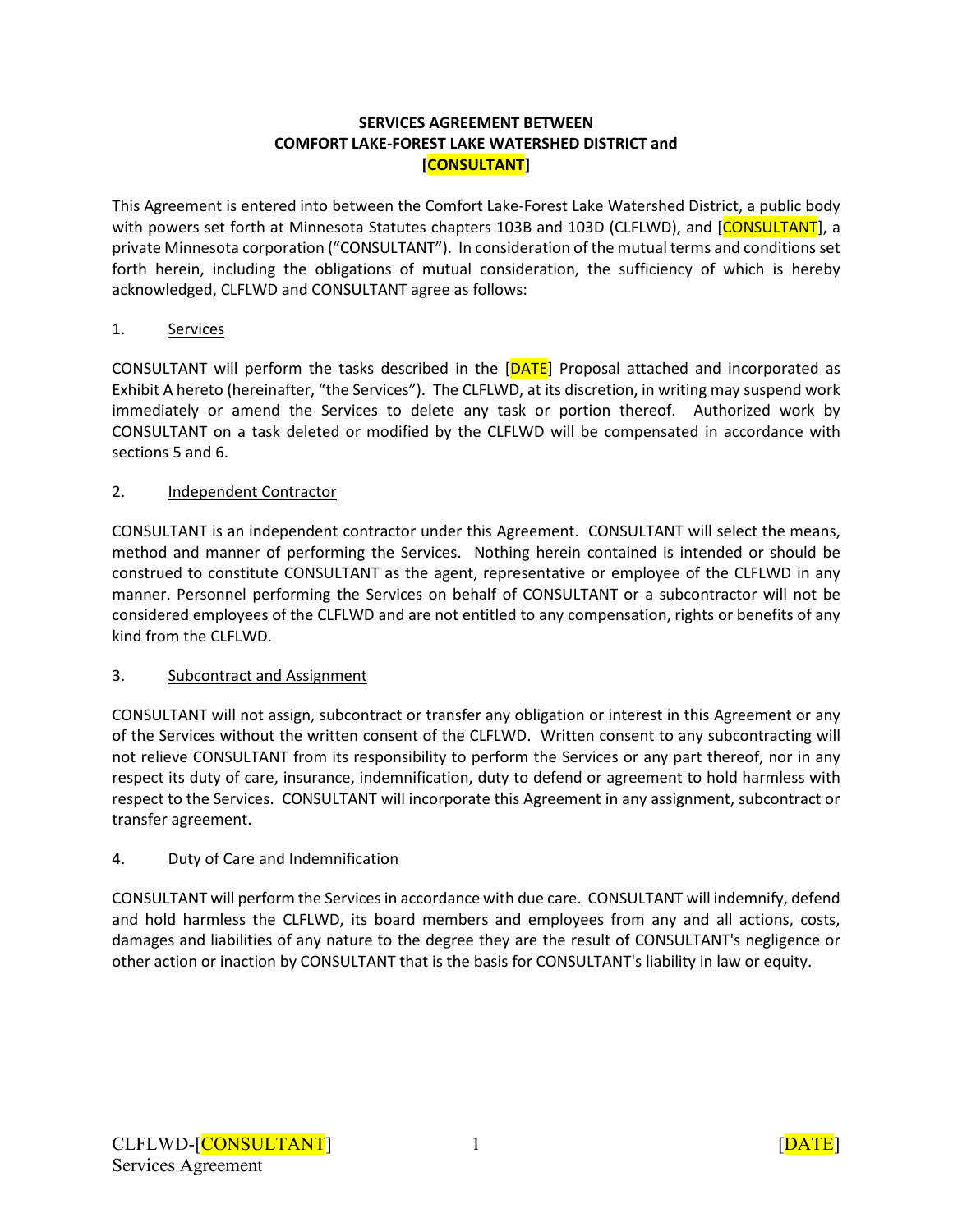**SERVICES AGREEMENT BETWEEN COMFORT LAKE-FOREST LAKE WATERSHED DISTRICT and [CONSULTANT]**

This Agreement is entered into between the Comfort Lake-Forest Lake Watershed District, a public body with powers set forth at Minnesota Statutes chapters 103B and 103D (CLFLWD), and [CONSULTANT], a private Minnesota corporation ("CONSULTANT"). In consideration of the mutual terms and conditions set forth herein, including the obligations of mutual consideration, the sufficiency of which is hereby acknowledged, CLFLWD and CONSULTANT agree as follows:

1. <u>Services</u>

CONSULTANT will perform the tasks described in the [DATE] Proposal attached and incorporated as Exhibit A hereto (hereinafter, "the Services"). The CLFLWD, at its discretion, in writing may suspend work immediately or amend the Services to delete any task or portion thereof. Authorized work by CONSULTANT on a task deleted or modified by the CLFLWD will be compensated in accordance with sections 5 and 6.

2. <u>Independent Contractor</u>

CONSULTANT is an independent contractor under this Agreement. CONSULTANT will select the means, method and manner of performing the Services. Nothing herein contained is intended or should be construed to constitute CONSULTANT as the agent, representative or employee of the CLFLWD in any manner. Personnel performing the Services on behalf of CONSULTANT or a subcontractor will not be considered employees of the CLFLWD and are not entitled to any compensation, rights or benefits of any kind from the CLFLWD.

3. <u>Subcontract and Assignment</u>

CONSULTANT will not assign, subcontract or transfer any obligation or interest in this Agreement or any of the Services without the written consent of the CLFLWD. Written consent to any subcontracting will not relieve CONSULTANT from its responsibility to perform the Services or any part thereof, nor in any respect its duty of care, insurance, indemnification, duty to defend or agreement to hold harmless with respect to the Services. CONSULTANT will incorporate this Agreement in any assignment, subcontract or transfer agreement.

4. <u>Duty of Care and Indemnification</u>

CONSULTANT will perform the Services in accordance with due care. CONSULTANT will indemnify, defend and hold harmless the CLFLWD, its board members and employees from any and all actions, costs, damages and liabilities of any nature to the degree they are the result of CONSULTANT's negligence or other action or inaction by CONSULTANT that is the basis for CONSULTANT's liability in law or equity.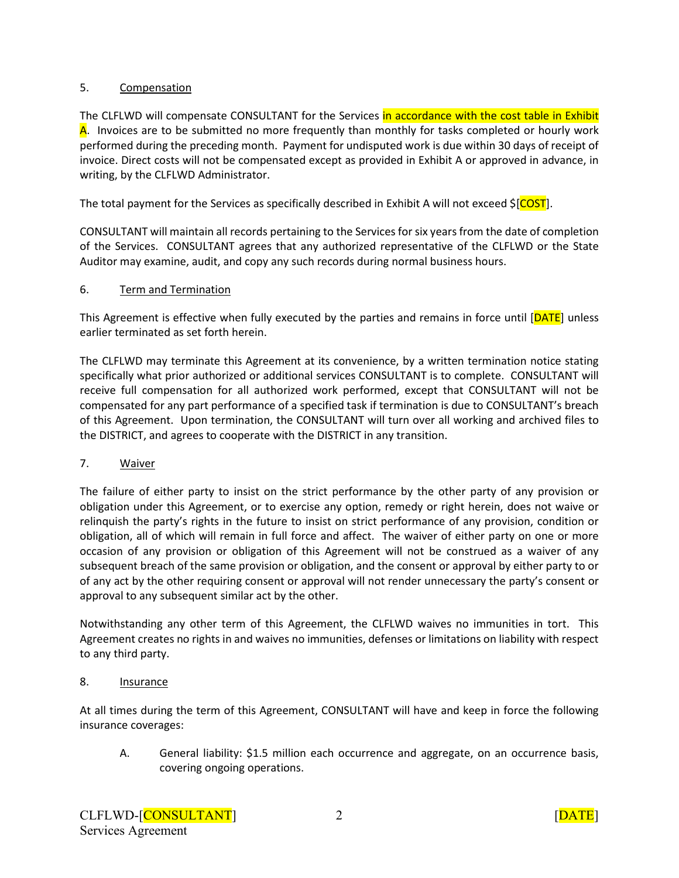5. Compensation

The CLFLWD will compensate CONSULTANT for the Services in accordance with the cost table in Exhibit A. Invoices are to be submitted no more frequently than monthly for tasks completed or hourly work performed during the preceding month. Payment for undisputed work is due within 30 days of receipt of invoice. Direct costs will not be compensated except as provided in Exhibit A or approved in advance, in writing, by the CLFLWD Administrator.

The total payment for the Services as specifically described in Exhibit A will not exceed $[COST].

CONSULTANT will maintain all records pertaining to the Services for six years from the date of completion of the Services. CONSULTANT agrees that any authorized representative of the CLFLWD or the State Auditor may examine, audit, and copy any such records during normal business hours.

6. Term and Termination

This Agreement is effective when fully executed by the parties and remains in force until [DATE] unless earlier terminated as set forth herein.

The CLFLWD may terminate this Agreement at its convenience, by a written termination notice stating specifically what prior authorized or additional services CONSULTANT is to complete. CONSULTANT will receive full compensation for all authorized work performed, except that CONSULTANT will not be compensated for any part performance of a specified task if termination is due to CONSULTANT's breach of this Agreement. Upon termination, the CONSULTANT will turn over all working and archived files to the DISTRICT, and agrees to cooperate with the DISTRICT in any transition.

7. Waiver

The failure of either party to insist on the strict performance by the other party of any provision or obligation under this Agreement, or to exercise any option, remedy or right herein, does not waive or relinquish the party's rights in the future to insist on strict performance of any provision, condition or obligation, all of which will remain in full force and affect. The waiver of either party on one or more occasion of any provision or obligation of this Agreement will not be construed as a waiver of any subsequent breach of the same provision or obligation, and the consent or approval by either party to or of any act by the other requiring consent or approval will not render unnecessary the party's consent or approval to any subsequent similar act by the other.

Notwithstanding any other term of this Agreement, the CLFLWD waives no immunities in tort. This Agreement creates no rights in and waives no immunities, defenses or limitations on liability with respect to any third party.

8. Insurance

At all times during the term of this Agreement, CONSULTANT will have and keep in force the following insurance coverages:

A. General liability: $1.5 million each occurrence and aggregate, on an occurrence basis, covering ongoing operations.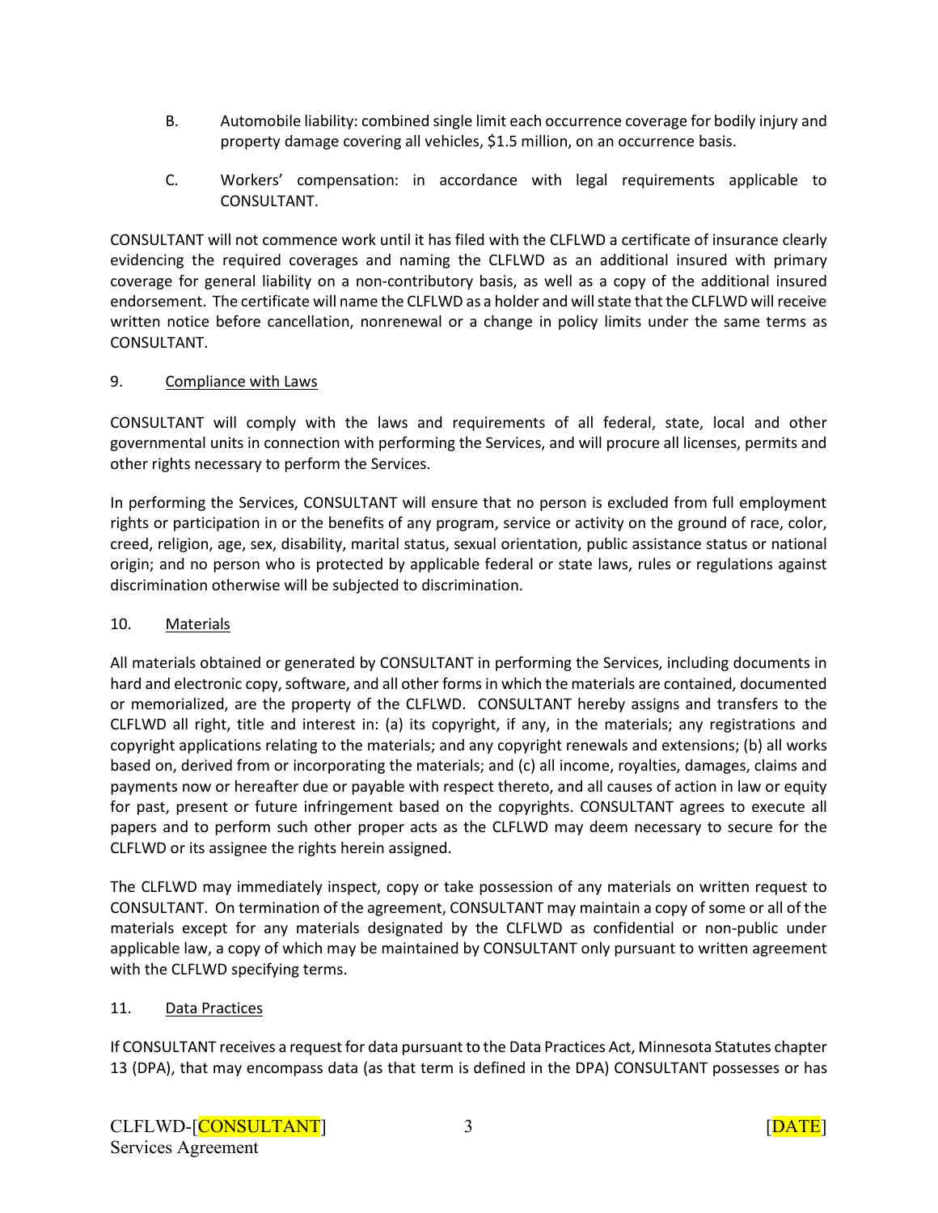B. Automobile liability: combined single limit each occurrence coverage for bodily injury and property damage covering all vehicles, $1.5 million, on an occurrence basis.

C. Workers' compensation: in accordance with legal requirements applicable to CONSULTANT.

CONSULTANT will not commence work until it has filed with the CLFLWD a certificate of insurance clearly evidencing the required coverages and naming the CLFLWD as an additional insured with primary coverage for general liability on a non-contributory basis, as well as a copy of the additional insured endorsement. The certificate will name the CLFLWD as a holder and will state that the CLFLWD will receive written notice before cancellation, nonrenewal or a change in policy limits under the same terms as CONSULTANT.

9. <u>Compliance with Laws</u>

CONSULTANT will comply with the laws and requirements of all federal, state, local and other governmental units in connection with performing the Services, and will procure all licenses, permits and other rights necessary to perform the Services.

In performing the Services, CONSULTANT will ensure that no person is excluded from full employment rights or participation in or the benefits of any program, service or activity on the ground of race, color, creed, religion, age, sex, disability, marital status, sexual orientation, public assistance status or national origin; and no person who is protected by applicable federal or state laws, rules or regulations against discrimination otherwise will be subjected to discrimination.

10. <u>Materials</u>

All materials obtained or generated by CONSULTANT in performing the Services, including documents in hard and electronic copy, software, and all other forms in which the materials are contained, documented or memorialized, are the property of the CLFLWD. CONSULTANT hereby assigns and transfers to the CLFLWD all right, title and interest in: (a) its copyright, if any, in the materials; any registrations and copyright applications relating to the materials; and any copyright renewals and extensions; (b) all works based on, derived from or incorporating the materials; and (c) all income, royalties, damages, claims and payments now or hereafter due or payable with respect thereto, and all causes of action in law or equity for past, present or future infringement based on the copyrights. CONSULTANT agrees to execute all papers and to perform such other proper acts as the CLFLWD may deem necessary to secure for the CLFLWD or its assignee the rights herein assigned.

The CLFLWD may immediately inspect, copy or take possession of any materials on written request to CONSULTANT. On termination of the agreement, CONSULTANT may maintain a copy of some or all of the materials except for any materials designated by the CLFLWD as confidential or non-public under applicable law, a copy of which may be maintained by CONSULTANT only pursuant to written agreement with the CLFLWD specifying terms.

11. <u>Data Practices</u>

If CONSULTANT receives a request for data pursuant to the Data Practices Act, Minnesota Statutes chapter 13 (DPA), that may encompass data (as that term is defined in the DPA) CONSULTANT possesses or has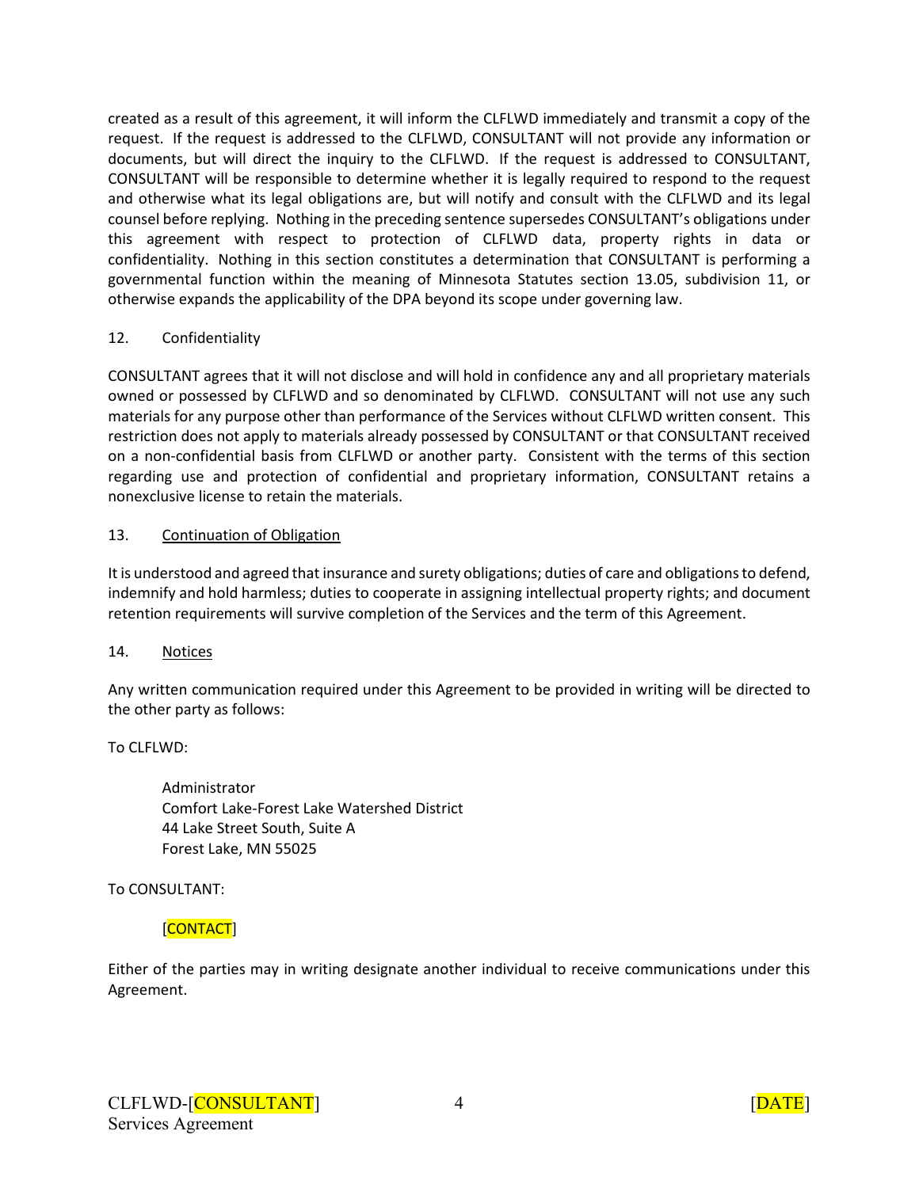created as a result of this agreement, it will inform the CLFLWD immediately and transmit a copy of the request. If the request is addressed to the CLFLWD, CONSULTANT will not provide any information or documents, but will direct the inquiry to the CLFLWD. If the request is addressed to CONSULTANT, CONSULTANT will be responsible to determine whether it is legally required to respond to the request and otherwise what its legal obligations are, but will notify and consult with the CLFLWD and its legal counsel before replying. Nothing in the preceding sentence supersedes CONSULTANT's obligations under this agreement with respect to protection of CLFLWD data, property rights in data or confidentiality. Nothing in this section constitutes a determination that CONSULTANT is performing a governmental function within the meaning of Minnesota Statutes section 13.05, subdivision 11, or otherwise expands the applicability of the DPA beyond its scope under governing law.

12. Confidentiality

CONSULTANT agrees that it will not disclose and will hold in confidence any and all proprietary materials owned or possessed by CLFLWD and so denominated by CLFLWD. CONSULTANT will not use any such materials for any purpose other than performance of the Services without CLFLWD written consent. This restriction does not apply to materials already possessed by CONSULTANT or that CONSULTANT received on a non-confidential basis from CLFLWD or another party. Consistent with the terms of this section regarding use and protection of confidential and proprietary information, CONSULTANT retains a nonexclusive license to retain the materials.

13. Continuation of Obligation

It is understood and agreed that insurance and surety obligations; duties of care and obligations to defend, indemnify and hold harmless; duties to cooperate in assigning intellectual property rights; and document retention requirements will survive completion of the Services and the term of this Agreement.

14. Notices

Any written communication required under this Agreement to be provided in writing will be directed to the other party as follows:

To CLFLWD:

Administrator
Comfort Lake-Forest Lake Watershed District
44 Lake Street South, Suite A
Forest Lake, MN 55025

To CONSULTANT:

[CONTACT]

Either of the parties may in writing designate another individual to receive communications under this Agreement.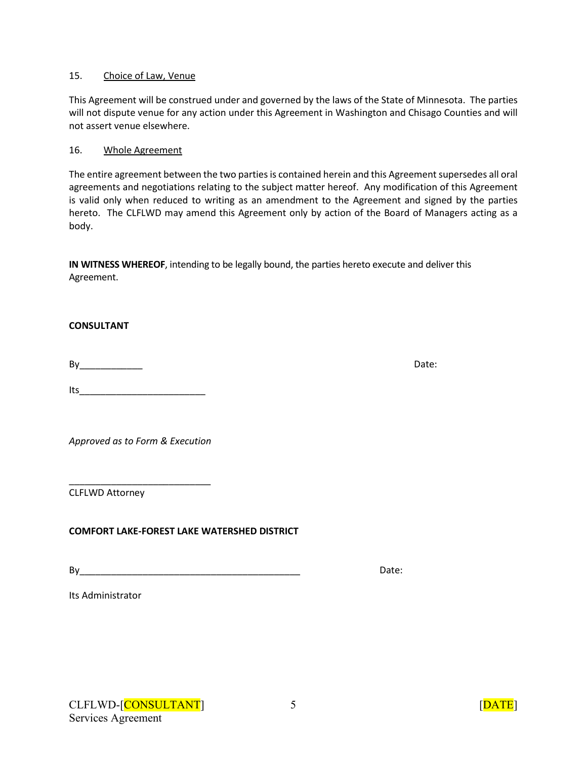15. Choice of Law, Venue

This Agreement will be construed under and governed by the laws of the State of Minnesota. The parties will not dispute venue for any action under this Agreement in Washington and Chisago Counties and will not assert venue elsewhere.

16. Whole Agreement

The entire agreement between the two parties is contained herein and this Agreement supersedes all oral agreements and negotiations relating to the subject matter hereof. Any modification of this Agreement is valid only when reduced to writing as an amendment to the Agreement and signed by the parties hereto. The CLFLWD may amend this Agreement only by action of the Board of Managers acting as a body.

**IN WITNESS WHEREOF**, intending to be legally bound, the parties hereto execute and deliver this Agreement.

**CONSULTANT**

By____________ Date:

Its________________________

*Approved as to Form & Execution*

___________________________
CLFLWD Attorney

**COMFORT LAKE-FOREST LAKE WATERSHED DISTRICT**

By___________________________________________ Date:

Its Administrator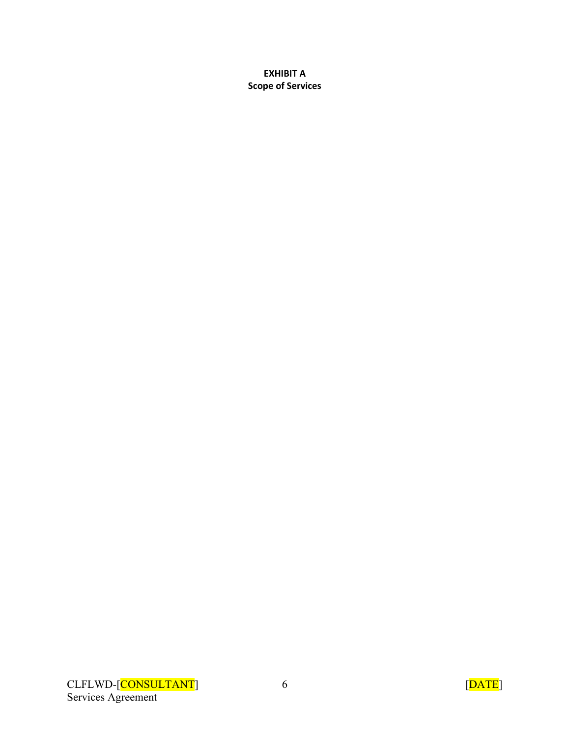# EXHIBIT A
## Scope of Services